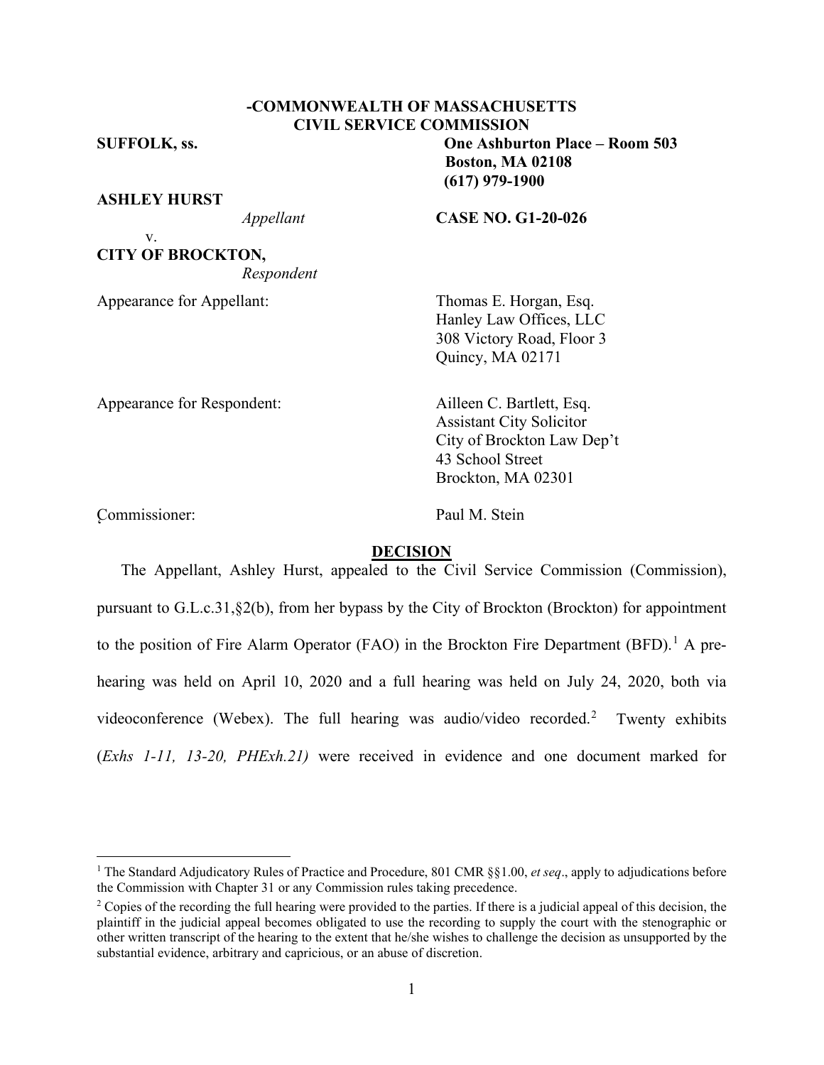**-COMMONWEALTH OF MASSACHUSETTS**
**CIVIL SERVICE COMMISSION**

**SUFFOLK, ss.**

**One Ashburton Place – Room 503**
**Boston, MA 02108**
**(617) 979-1900**

**ASHLEY HURST**
*Appellant*

v.

**CITY OF BROCKTON,**
*Respondent*

**CASE NO. G1-20-026**

Appearance for Appellant: Thomas E. Horgan, Esq.
Hanley Law Offices, LLC
308 Victory Road, Floor 3
Quincy, MA 02171

Appearance for Respondent: Ailleen C. Bartlett, Esq.
Assistant City Solicitor
City of Brockton Law Dep't
43 School Street
Brockton, MA 02301

Commissioner: Paul M. Stein

## DECISION

The Appellant, Ashley Hurst, appealed to the Civil Service Commission (Commission), pursuant to G.L.c.31,§2(b), from her bypass by the City of Brockton (Brockton) for appointment to the position of Fire Alarm Operator (FAO) in the Brockton Fire Department (BFD).[1] A pre-hearing was held on April 10, 2020 and a full hearing was held on July 24, 2020, both via videoconference (Webex). The full hearing was audio/video recorded.[2] Twenty exhibits (*Exhs 1-11, 13-20, PHExh.21)* were received in evidence and one document marked for

---

[1] The Standard Adjudicatory Rules of Practice and Procedure, 801 CMR §§1.00, *et seq*., apply to adjudications before the Commission with Chapter 31 or any Commission rules taking precedence.

[2] Copies of the recording the full hearing were provided to the parties. If there is a judicial appeal of this decision, the plaintiff in the judicial appeal becomes obligated to use the recording to supply the court with the stenographic or other written transcript of the hearing to the extent that he/she wishes to challenge the decision as unsupported by the substantial evidence, arbitrary and capricious, or an abuse of discretion.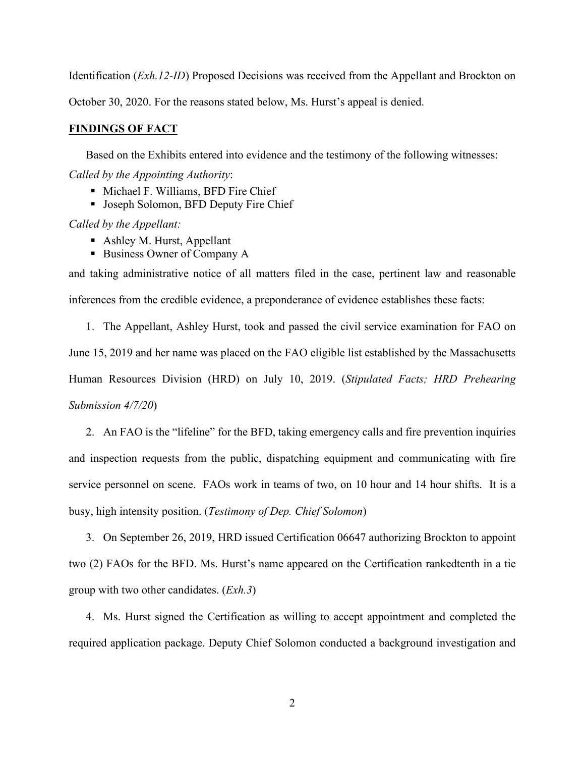Identification (*Exh.12-ID*) Proposed Decisions was received from the Appellant and Brockton on October 30, 2020. For the reasons stated below, Ms. Hurst's appeal is denied.

## FINDINGS OF FACT

Based on the Exhibits entered into evidence and the testimony of the following witnesses:

*Called by the Appointing Authority*:

- Michael F. Williams, BFD Fire Chief
- Joseph Solomon, BFD Deputy Fire Chief

*Called by the Appellant:*

- Ashley M. Hurst, Appellant
- Business Owner of Company A

and taking administrative notice of all matters filed in the case, pertinent law and reasonable inferences from the credible evidence, a preponderance of evidence establishes these facts:

1. The Appellant, Ashley Hurst, took and passed the civil service examination for FAO on June 15, 2019 and her name was placed on the FAO eligible list established by the Massachusetts Human Resources Division (HRD) on July 10, 2019. (*Stipulated Facts; HRD Prehearing Submission 4/7/20*)

2. An FAO is the "lifeline" for the BFD, taking emergency calls and fire prevention inquiries and inspection requests from the public, dispatching equipment and communicating with fire service personnel on scene. FAOs work in teams of two, on 10 hour and 14 hour shifts. It is a busy, high intensity position. (*Testimony of Dep. Chief Solomon*)

3. On September 26, 2019, HRD issued Certification 06647 authorizing Brockton to appoint two (2) FAOs for the BFD. Ms. Hurst's name appeared on the Certification rankedtenth in a tie group with two other candidates. (*Exh.3*)

4. Ms. Hurst signed the Certification as willing to accept appointment and completed the required application package. Deputy Chief Solomon conducted a background investigation and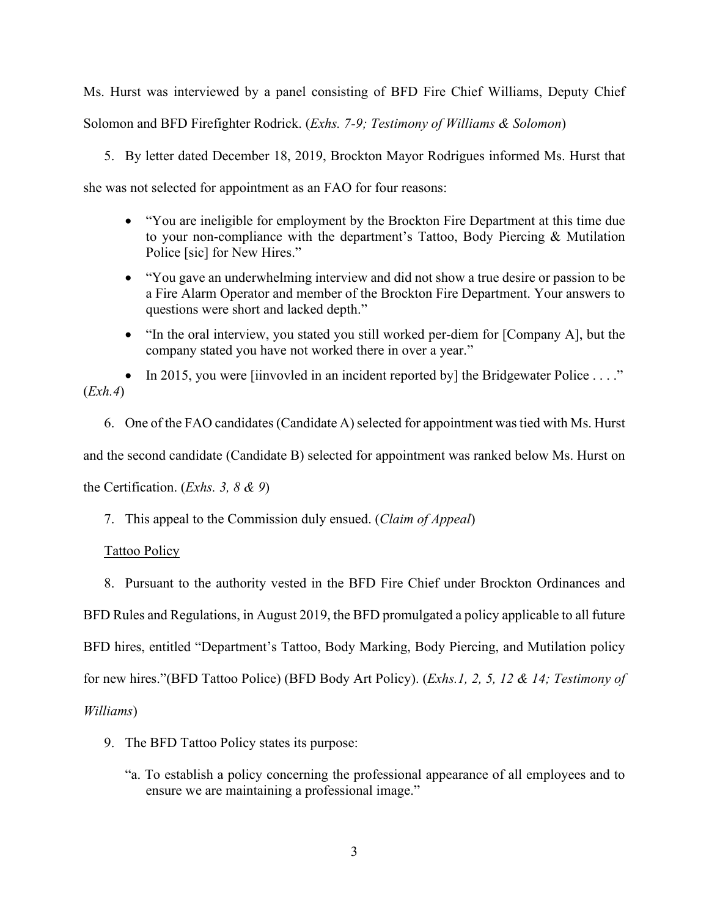Ms. Hurst was interviewed by a panel consisting of BFD Fire Chief Williams, Deputy Chief Solomon and BFD Firefighter Rodrick. (*Exhs. 7-9; Testimony of Williams & Solomon*)

5. By letter dated December 18, 2019, Brockton Mayor Rodrigues informed Ms. Hurst that she was not selected for appointment as an FAO for four reasons:

   - "You are ineligible for employment by the Brockton Fire Department at this time due to your non-compliance with the department's Tattoo, Body Piercing & Mutilation Police [sic] for New Hires."
   - "You gave an underwhelming interview and did not show a true desire or passion to be a Fire Alarm Operator and member of the Brockton Fire Department. Your answers to questions were short and lacked depth."
   - "In the oral interview, you stated you still worked per-diem for [Company A], but the company stated you have not worked there in over a year."
   - In 2015, you were [iinvovled in an incident reported by] the Bridgewater Police . . . ."

(*Exh.4*)

6. One of the FAO candidates (Candidate A) selected for appointment was tied with Ms. Hurst and the second candidate (Candidate B) selected for appointment was ranked below Ms. Hurst on the Certification. (*Exhs. 3, 8 & 9*)

7. This appeal to the Commission duly ensued. (*Claim of Appeal*)

Tattoo Policy

8. Pursuant to the authority vested in the BFD Fire Chief under Brockton Ordinances and BFD Rules and Regulations, in August 2019, the BFD promulgated a policy applicable to all future BFD hires, entitled "Department's Tattoo, Body Marking, Body Piercing, and Mutilation policy for new hires."(BFD Tattoo Police) (BFD Body Art Policy). (*Exhs.1, 2, 5, 12 & 14; Testimony of Williams*)

9. The BFD Tattoo Policy states its purpose:

   "a. To establish a policy concerning the professional appearance of all employees and to ensure we are maintaining a professional image."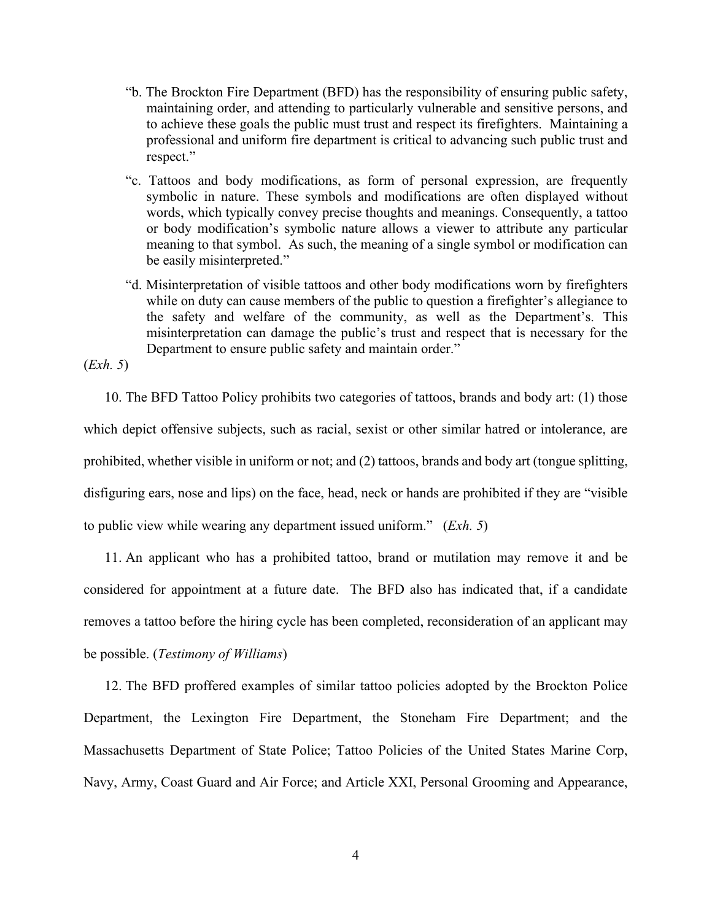> "b. The Brockton Fire Department (BFD) has the responsibility of ensuring public safety, maintaining order, and attending to particularly vulnerable and sensitive persons, and to achieve these goals the public must trust and respect its firefighters. Maintaining a professional and uniform fire department is critical to advancing such public trust and respect."
>
> "c. Tattoos and body modifications, as form of personal expression, are frequently symbolic in nature. These symbols and modifications are often displayed without words, which typically convey precise thoughts and meanings. Consequently, a tattoo or body modification's symbolic nature allows a viewer to attribute any particular meaning to that symbol. As such, the meaning of a single symbol or modification can be easily misinterpreted."
>
> "d. Misinterpretation of visible tattoos and other body modifications worn by firefighters while on duty can cause members of the public to question a firefighter's allegiance to the safety and welfare of the community, as well as the Department's. This misinterpretation can damage the public's trust and respect that is necessary for the Department to ensure public safety and maintain order."

(*Exh. 5*)

10. The BFD Tattoo Policy prohibits two categories of tattoos, brands and body art: (1) those which depict offensive subjects, such as racial, sexist or other similar hatred or intolerance, are prohibited, whether visible in uniform or not; and (2) tattoos, brands and body art (tongue splitting, disfiguring ears, nose and lips) on the face, head, neck or hands are prohibited if they are "visible to public view while wearing any department issued uniform." (*Exh. 5*)

11. An applicant who has a prohibited tattoo, brand or mutilation may remove it and be considered for appointment at a future date. The BFD also has indicated that, if a candidate removes a tattoo before the hiring cycle has been completed, reconsideration of an applicant may be possible. (*Testimony of Williams*)

12. The BFD proffered examples of similar tattoo policies adopted by the Brockton Police Department, the Lexington Fire Department, the Stoneham Fire Department; and the Massachusetts Department of State Police; Tattoo Policies of the United States Marine Corp, Navy, Army, Coast Guard and Air Force; and Article XXI, Personal Grooming and Appearance,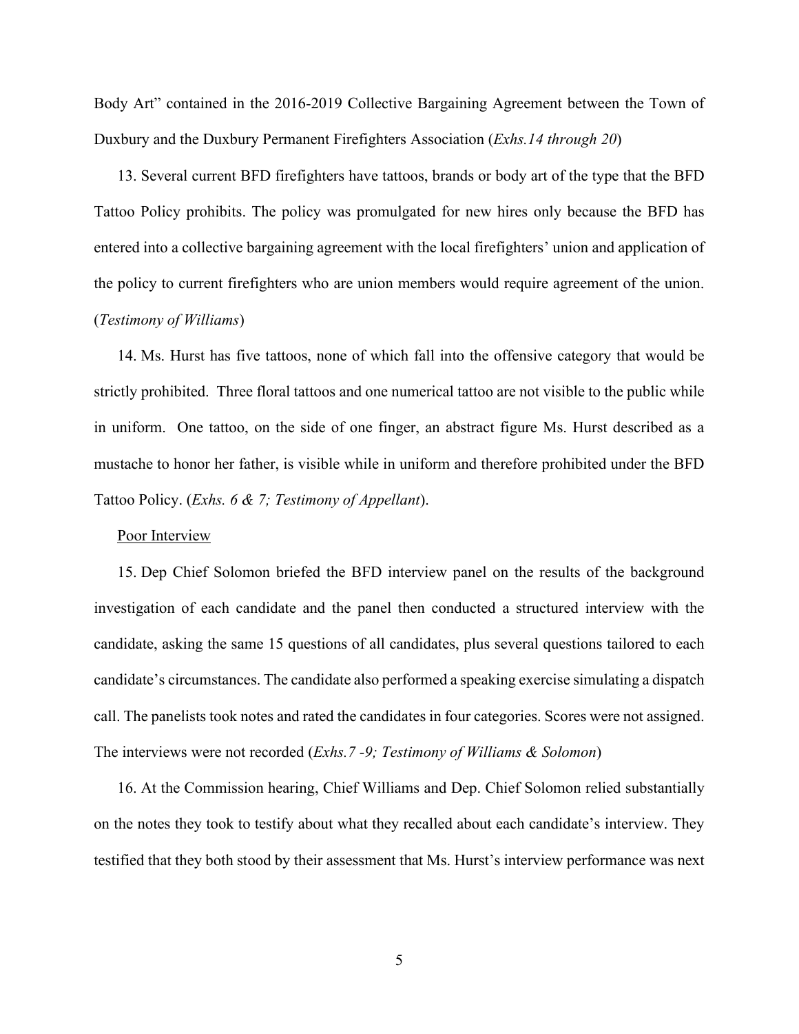Body Art" contained in the 2016-2019 Collective Bargaining Agreement between the Town of Duxbury and the Duxbury Permanent Firefighters Association (*Exhs.14 through 20*)

13. Several current BFD firefighters have tattoos, brands or body art of the type that the BFD Tattoo Policy prohibits. The policy was promulgated for new hires only because the BFD has entered into a collective bargaining agreement with the local firefighters' union and application of the policy to current firefighters who are union members would require agreement of the union. (*Testimony of Williams*)

14. Ms. Hurst has five tattoos, none of which fall into the offensive category that would be strictly prohibited. Three floral tattoos and one numerical tattoo are not visible to the public while in uniform. One tattoo, on the side of one finger, an abstract figure Ms. Hurst described as a mustache to honor her father, is visible while in uniform and therefore prohibited under the BFD Tattoo Policy. (*Exhs. 6 & 7; Testimony of Appellant*).

<u>Poor Interview</u>

15. Dep Chief Solomon briefed the BFD interview panel on the results of the background investigation of each candidate and the panel then conducted a structured interview with the candidate, asking the same 15 questions of all candidates, plus several questions tailored to each candidate's circumstances. The candidate also performed a speaking exercise simulating a dispatch call. The panelists took notes and rated the candidates in four categories. Scores were not assigned. The interviews were not recorded (*Exhs.7 -9; Testimony of Williams & Solomon*)

16. At the Commission hearing, Chief Williams and Dep. Chief Solomon relied substantially on the notes they took to testify about what they recalled about each candidate's interview. They testified that they both stood by their assessment that Ms. Hurst's interview performance was next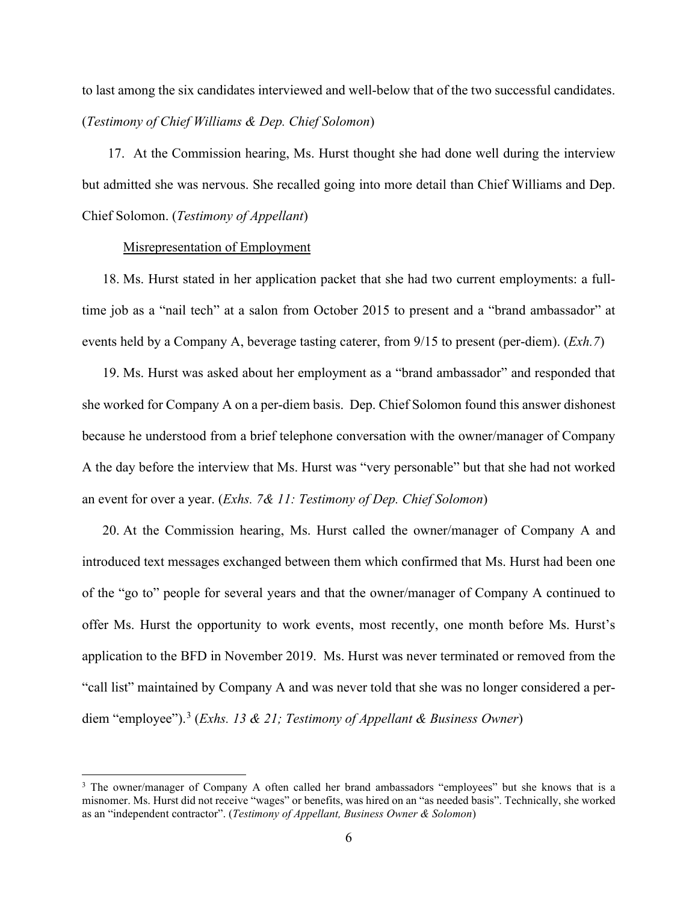to last among the six candidates interviewed and well-below that of the two successful candidates. (*Testimony of Chief Williams & Dep. Chief Solomon*)

17. At the Commission hearing, Ms. Hurst thought she had done well during the interview but admitted she was nervous. She recalled going into more detail than Chief Williams and Dep. Chief Solomon. (*Testimony of Appellant*)

<u>Misrepresentation of Employment</u>

18. Ms. Hurst stated in her application packet that she had two current employments: a full-time job as a "nail tech" at a salon from October 2015 to present and a "brand ambassador" at events held by a Company A, beverage tasting caterer, from 9/15 to present (per-diem). (*Exh.7*)

19. Ms. Hurst was asked about her employment as a "brand ambassador" and responded that she worked for Company A on a per-diem basis. Dep. Chief Solomon found this answer dishonest because he understood from a brief telephone conversation with the owner/manager of Company A the day before the interview that Ms. Hurst was "very personable" but that she had not worked an event for over a year. (*Exhs. 7& 11: Testimony of Dep. Chief Solomon*)

20. At the Commission hearing, Ms. Hurst called the owner/manager of Company A and introduced text messages exchanged between them which confirmed that Ms. Hurst had been one of the "go to" people for several years and that the owner/manager of Company A continued to offer Ms. Hurst the opportunity to work events, most recently, one month before Ms. Hurst's application to the BFD in November 2019. Ms. Hurst was never terminated or removed from the "call list" maintained by Company A and was never told that she was no longer considered a per-diem "employee").[3] (*Exhs. 13 & 21; Testimony of Appellant & Business Owner*)

[3] The owner/manager of Company A often called her brand ambassadors "employees" but she knows that is a misnomer. Ms. Hurst did not receive "wages" or benefits, was hired on an "as needed basis". Technically, she worked as an "independent contractor". (*Testimony of Appellant, Business Owner & Solomon*)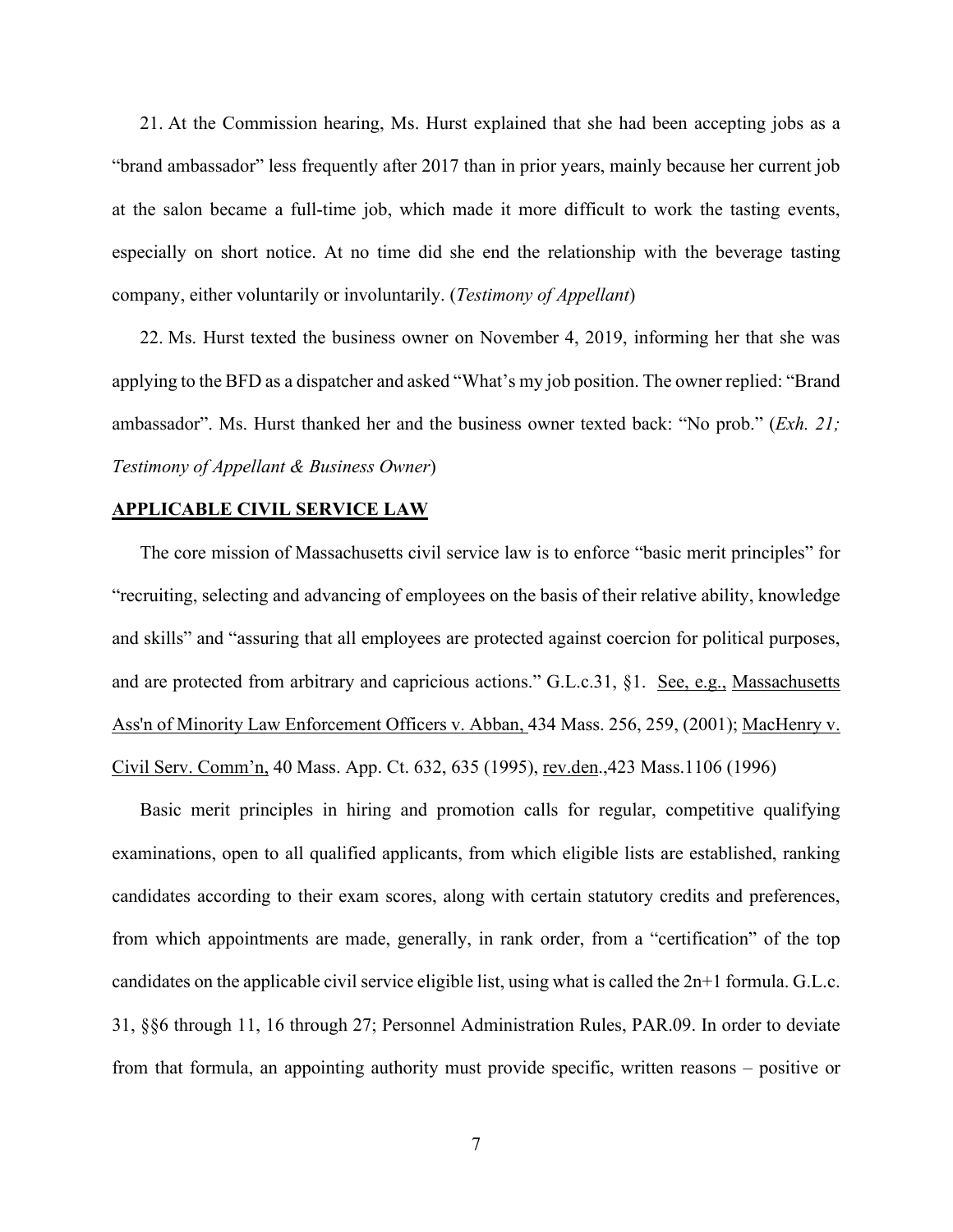21. At the Commission hearing, Ms. Hurst explained that she had been accepting jobs as a "brand ambassador" less frequently after 2017 than in prior years, mainly because her current job at the salon became a full-time job, which made it more difficult to work the tasting events, especially on short notice. At no time did she end the relationship with the beverage tasting company, either voluntarily or involuntarily. (*Testimony of Appellant*)

22. Ms. Hurst texted the business owner on November 4, 2019, informing her that she was applying to the BFD as a dispatcher and asked "What's my job position. The owner replied: "Brand ambassador". Ms. Hurst thanked her and the business owner texted back: "No prob." (*Exh. 21; Testimony of Appellant & Business Owner*)

**APPLICABLE CIVIL SERVICE LAW**

The core mission of Massachusetts civil service law is to enforce "basic merit principles" for "recruiting, selecting and advancing of employees on the basis of their relative ability, knowledge and skills" and "assuring that all employees are protected against coercion for political purposes, and are protected from arbitrary and capricious actions." G.L.c.31, §1. See, e.g., Massachusetts Ass'n of Minority Law Enforcement Officers v. Abban, 434 Mass. 256, 259, (2001); MacHenry v. Civil Serv. Comm'n, 40 Mass. App. Ct. 632, 635 (1995), rev.den.,423 Mass.1106 (1996)

Basic merit principles in hiring and promotion calls for regular, competitive qualifying examinations, open to all qualified applicants, from which eligible lists are established, ranking candidates according to their exam scores, along with certain statutory credits and preferences, from which appointments are made, generally, in rank order, from a "certification" of the top candidates on the applicable civil service eligible list, using what is called the 2n+1 formula. G.L.c. 31, §§6 through 11, 16 through 27; Personnel Administration Rules, PAR.09. In order to deviate from that formula, an appointing authority must provide specific, written reasons – positive or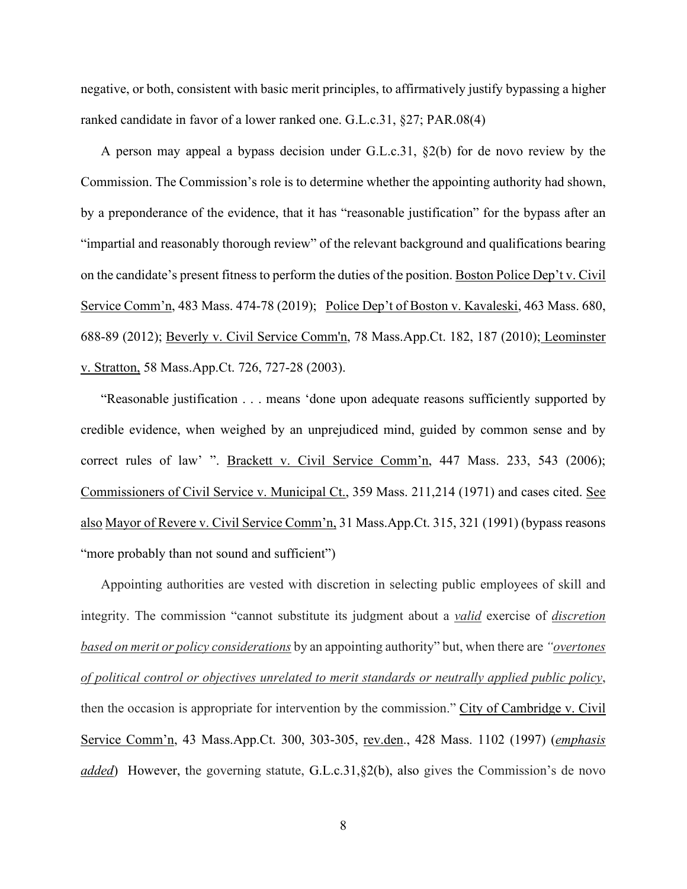negative, or both, consistent with basic merit principles, to affirmatively justify bypassing a higher ranked candidate in favor of a lower ranked one. G.L.c.31, §27; PAR.08(4)

A person may appeal a bypass decision under G.L.c.31, §2(b) for de novo review by the Commission. The Commission's role is to determine whether the appointing authority had shown, by a preponderance of the evidence, that it has "reasonable justification" for the bypass after an "impartial and reasonably thorough review" of the relevant background and qualifications bearing on the candidate's present fitness to perform the duties of the position. Boston Police Dep't v. Civil Service Comm'n, 483 Mass. 474-78 (2019); Police Dep't of Boston v. Kavaleski, 463 Mass. 680, 688-89 (2012); Beverly v. Civil Service Comm'n, 78 Mass.App.Ct. 182, 187 (2010); Leominster v. Stratton, 58 Mass.App.Ct. 726, 727-28 (2003).

"Reasonable justification . . . means 'done upon adequate reasons sufficiently supported by credible evidence, when weighed by an unprejudiced mind, guided by common sense and by correct rules of law' ". Brackett v. Civil Service Comm'n, 447 Mass. 233, 543 (2006); Commissioners of Civil Service v. Municipal Ct., 359 Mass. 211,214 (1971) and cases cited. See also Mayor of Revere v. Civil Service Comm'n, 31 Mass.App.Ct. 315, 321 (1991) (bypass reasons "more probably than not sound and sufficient")

Appointing authorities are vested with discretion in selecting public employees of skill and integrity. The commission "cannot substitute its judgment about a *valid* exercise of *discretion based on merit or policy considerations* by an appointing authority" but, when there are *"overtones of political control or objectives unrelated to merit standards or neutrally applied public policy*, then the occasion is appropriate for intervention by the commission." City of Cambridge v. Civil Service Comm'n, 43 Mass.App.Ct. 300, 303-305, rev.den., 428 Mass. 1102 (1997) (*emphasis added*) However, the governing statute, G.L.c.31,§2(b), also gives the Commission's de novo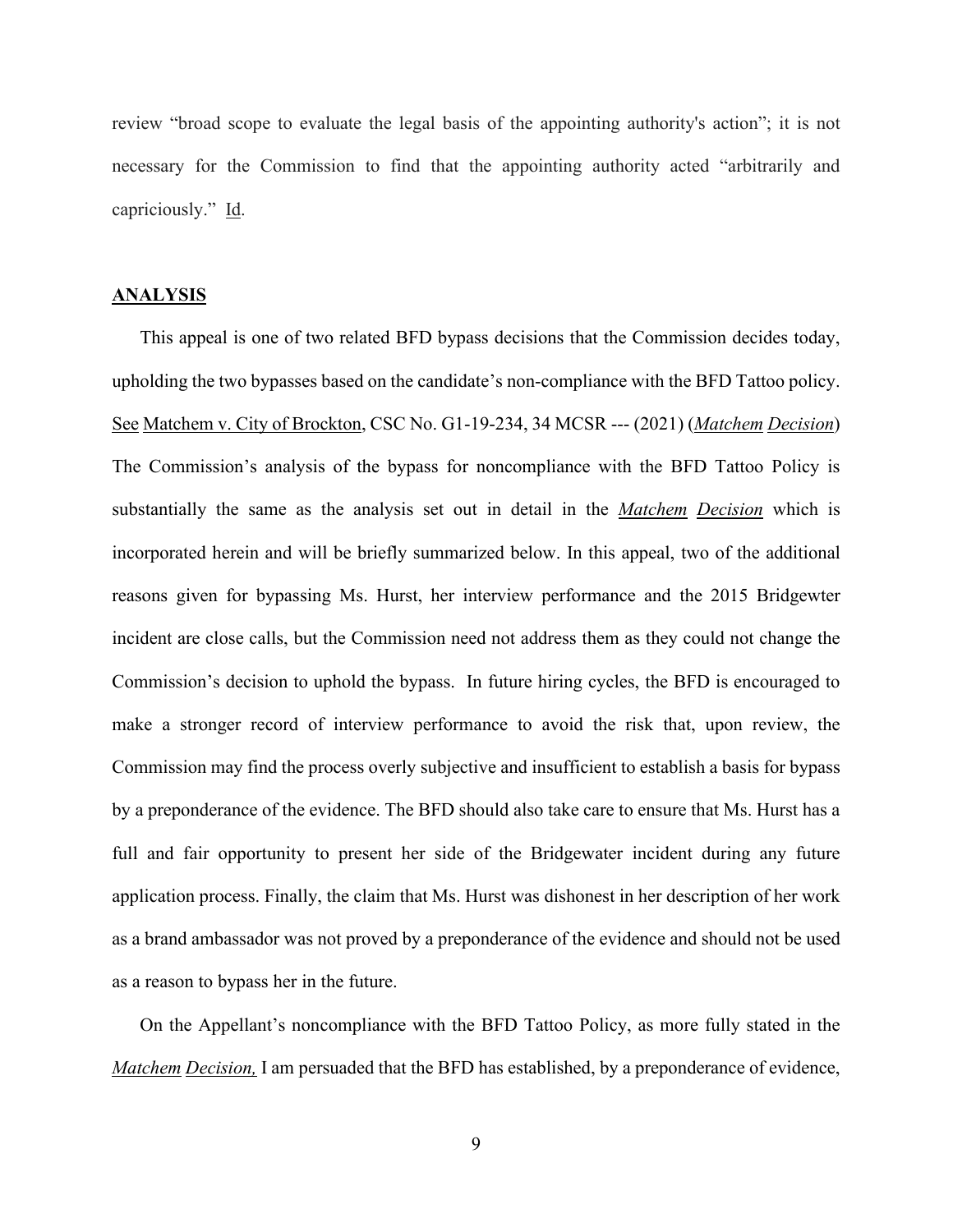review "broad scope to evaluate the legal basis of the appointing authority's action"; it is not necessary for the Commission to find that the appointing authority acted "arbitrarily and capriciously." Id.

## ANALYSIS

This appeal is one of two related BFD bypass decisions that the Commission decides today, upholding the two bypasses based on the candidate's non-compliance with the BFD Tattoo policy. See Matchem v. City of Brockton, CSC No. G1-19-234, 34 MCSR --- (2021) (*Matchem Decision*) The Commission's analysis of the bypass for noncompliance with the BFD Tattoo Policy is substantially the same as the analysis set out in detail in the *Matchem Decision* which is incorporated herein and will be briefly summarized below. In this appeal, two of the additional reasons given for bypassing Ms. Hurst, her interview performance and the 2015 Bridgewter incident are close calls, but the Commission need not address them as they could not change the Commission's decision to uphold the bypass. In future hiring cycles, the BFD is encouraged to make a stronger record of interview performance to avoid the risk that, upon review, the Commission may find the process overly subjective and insufficient to establish a basis for bypass by a preponderance of the evidence. The BFD should also take care to ensure that Ms. Hurst has a full and fair opportunity to present her side of the Bridgewater incident during any future application process. Finally, the claim that Ms. Hurst was dishonest in her description of her work as a brand ambassador was not proved by a preponderance of the evidence and should not be used as a reason to bypass her in the future.

On the Appellant's noncompliance with the BFD Tattoo Policy, as more fully stated in the *Matchem Decision,* I am persuaded that the BFD has established, by a preponderance of evidence,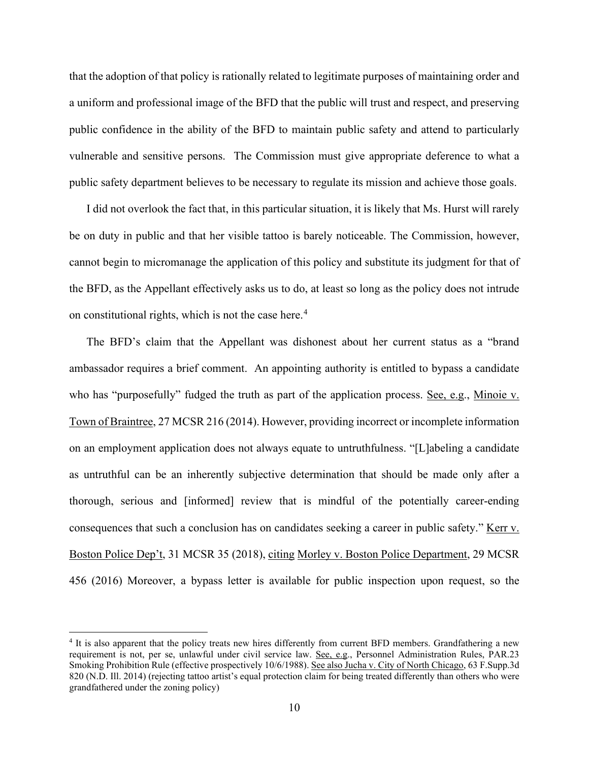that the adoption of that policy is rationally related to legitimate purposes of maintaining order and a uniform and professional image of the BFD that the public will trust and respect, and preserving public confidence in the ability of the BFD to maintain public safety and attend to particularly vulnerable and sensitive persons. The Commission must give appropriate deference to what a public safety department believes to be necessary to regulate its mission and achieve those goals.

I did not overlook the fact that, in this particular situation, it is likely that Ms. Hurst will rarely be on duty in public and that her visible tattoo is barely noticeable. The Commission, however, cannot begin to micromanage the application of this policy and substitute its judgment for that of the BFD, as the Appellant effectively asks us to do, at least so long as the policy does not intrude on constitutional rights, which is not the case here.[4]

The BFD's claim that the Appellant was dishonest about her current status as a "brand ambassador requires a brief comment. An appointing authority is entitled to bypass a candidate who has "purposefully" fudged the truth as part of the application process. See, e.g., Minoie v. Town of Braintree, 27 MCSR 216 (2014). However, providing incorrect or incomplete information on an employment application does not always equate to untruthfulness. "[L]abeling a candidate as untruthful can be an inherently subjective determination that should be made only after a thorough, serious and [informed] review that is mindful of the potentially career-ending consequences that such a conclusion has on candidates seeking a career in public safety." Kerr v. Boston Police Dep't, 31 MCSR 35 (2018), citing Morley v. Boston Police Department, 29 MCSR 456 (2016) Moreover, a bypass letter is available for public inspection upon request, so the

---

[4] It is also apparent that the policy treats new hires differently from current BFD members. Grandfathering a new requirement is not, per se, unlawful under civil service law. See, e.g., Personnel Administration Rules, PAR.23 Smoking Prohibition Rule (effective prospectively 10/6/1988). See also Jucha v. City of North Chicago, 63 F.Supp.3d 820 (N.D. Ill. 2014) (rejecting tattoo artist's equal protection claim for being treated differently than others who were grandfathered under the zoning policy)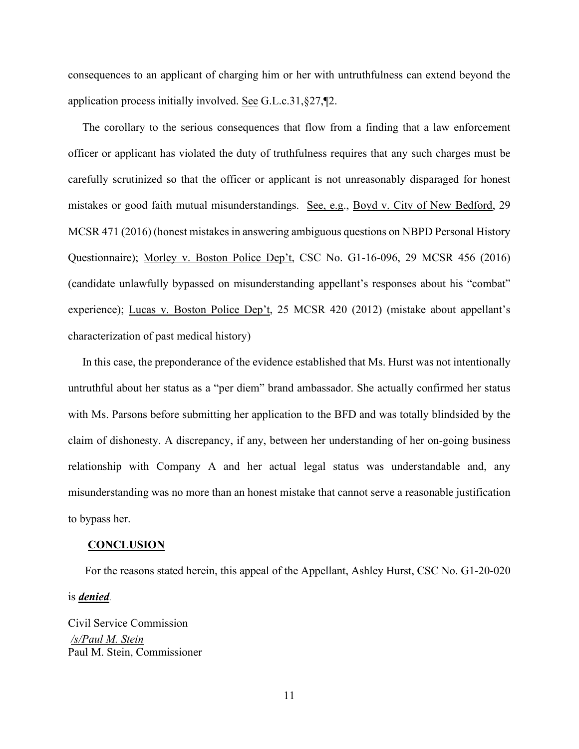consequences to an applicant of charging him or her with untruthfulness can extend beyond the application process initially involved. See G.L.c.31,§27,¶2.

The corollary to the serious consequences that flow from a finding that a law enforcement officer or applicant has violated the duty of truthfulness requires that any such charges must be carefully scrutinized so that the officer or applicant is not unreasonably disparaged for honest mistakes or good faith mutual misunderstandings. See, e.g., Boyd v. City of New Bedford, 29 MCSR 471 (2016) (honest mistakes in answering ambiguous questions on NBPD Personal History Questionnaire); Morley v. Boston Police Dep't, CSC No. G1-16-096, 29 MCSR 456 (2016) (candidate unlawfully bypassed on misunderstanding appellant's responses about his "combat" experience); Lucas v. Boston Police Dep't, 25 MCSR 420 (2012) (mistake about appellant's characterization of past medical history)

In this case, the preponderance of the evidence established that Ms. Hurst was not intentionally untruthful about her status as a "per diem" brand ambassador. She actually confirmed her status with Ms. Parsons before submitting her application to the BFD and was totally blindsided by the claim of dishonesty. A discrepancy, if any, between her understanding of her on-going business relationship with Company A and her actual legal status was understandable and, any misunderstanding was no more than an honest mistake that cannot serve a reasonable justification to bypass her.

**CONCLUSION**

For the reasons stated herein, this appeal of the Appellant, Ashley Hurst, CSC No. G1-20-020 is ***denied***.

Civil Service Commission
*/s/Paul M. Stein*
Paul M. Stein, Commissioner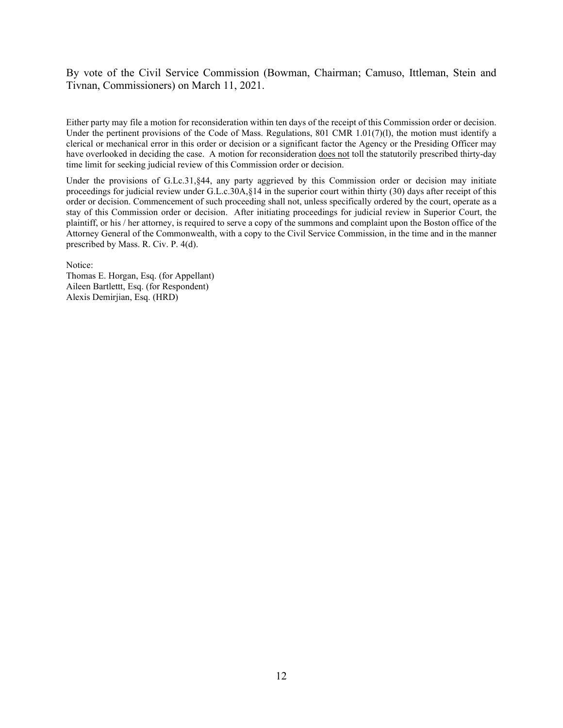By vote of the Civil Service Commission (Bowman, Chairman; Camuso, Ittleman, Stein and Tivnan, Commissioners) on March 11, 2021.

Either party may file a motion for reconsideration within ten days of the receipt of this Commission order or decision. Under the pertinent provisions of the Code of Mass. Regulations, 801 CMR 1.01(7)(l), the motion must identify a clerical or mechanical error in this order or decision or a significant factor the Agency or the Presiding Officer may have overlooked in deciding the case. A motion for reconsideration does not toll the statutorily prescribed thirty-day time limit for seeking judicial review of this Commission order or decision.

Under the provisions of G.Lc.31,§44, any party aggrieved by this Commission order or decision may initiate proceedings for judicial review under G.L.c.30A,§14 in the superior court within thirty (30) days after receipt of this order or decision. Commencement of such proceeding shall not, unless specifically ordered by the court, operate as a stay of this Commission order or decision. After initiating proceedings for judicial review in Superior Court, the plaintiff, or his / her attorney, is required to serve a copy of the summons and complaint upon the Boston office of the Attorney General of the Commonwealth, with a copy to the Civil Service Commission, in the time and in the manner prescribed by Mass. R. Civ. P. 4(d).

Notice:
Thomas E. Horgan, Esq. (for Appellant)
Aileen Bartlettt, Esq. (for Respondent)
Alexis Demirjian, Esq. (HRD)